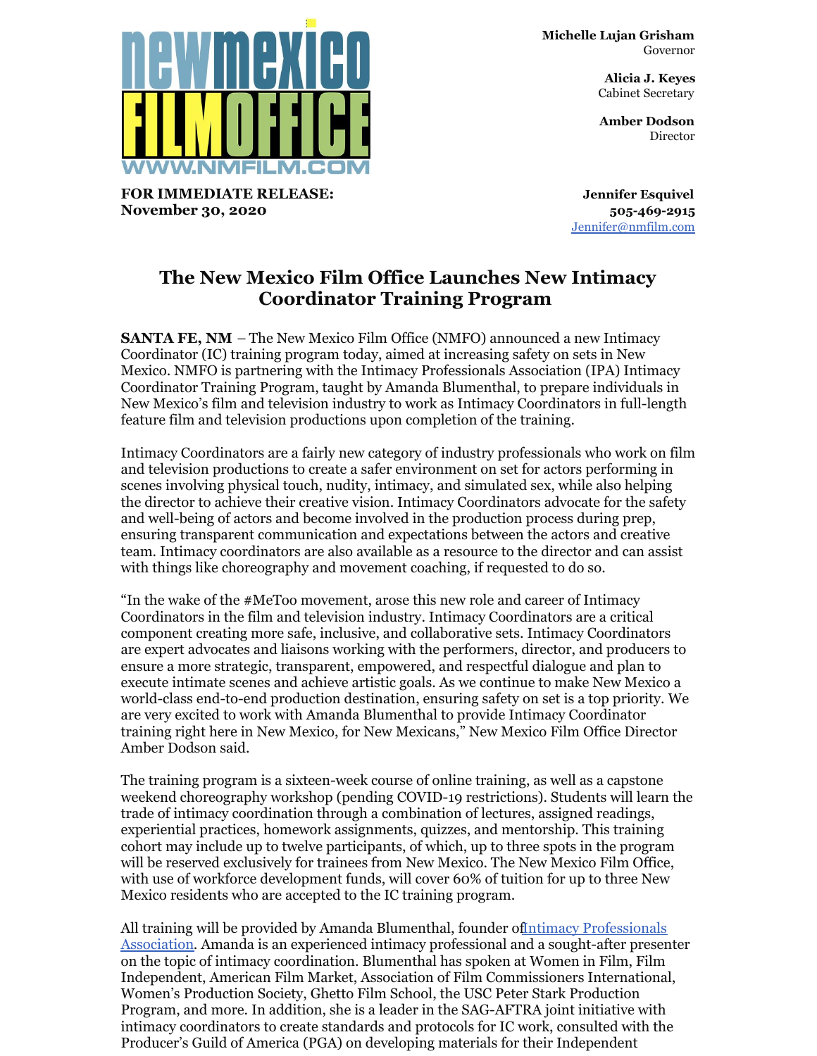**Michelle Lujan Grisham**
Governor

**Alicia J. Keyes**
Cabinet Secretary

**Amber Dodson**
Director

**FOR IMMEDIATE RELEASE:**
**November 30, 2020**

**Jennifer Esquivel**
**505-469-2915**
Jennifer@nmfilm.com

# The New Mexico Film Office Launches New Intimacy Coordinator Training Program

**SANTA FE, NM** – The New Mexico Film Office (NMFO) announced a new Intimacy Coordinator (IC) training program today, aimed at increasing safety on sets in New Mexico. NMFO is partnering with the Intimacy Professionals Association (IPA) Intimacy Coordinator Training Program, taught by Amanda Blumenthal, to prepare individuals in New Mexico's film and television industry to work as Intimacy Coordinators in full-length feature film and television productions upon completion of the training.

Intimacy Coordinators are a fairly new category of industry professionals who work on film and television productions to create a safer environment on set for actors performing in scenes involving physical touch, nudity, intimacy, and simulated sex, while also helping the director to achieve their creative vision. Intimacy Coordinators advocate for the safety and well-being of actors and become involved in the production process during prep, ensuring transparent communication and expectations between the actors and creative team. Intimacy coordinators are also available as a resource to the director and can assist with things like choreography and movement coaching, if requested to do so.

"In the wake of the #MeToo movement, arose this new role and career of Intimacy Coordinators in the film and television industry. Intimacy Coordinators are a critical component creating more safe, inclusive, and collaborative sets. Intimacy Coordinators are expert advocates and liaisons working with the performers, director, and producers to ensure a more strategic, transparent, empowered, and respectful dialogue and plan to execute intimate scenes and achieve artistic goals. As we continue to make New Mexico a world-class end-to-end production destination, ensuring safety on set is a top priority. We are very excited to work with Amanda Blumenthal to provide Intimacy Coordinator training right here in New Mexico, for New Mexicans," New Mexico Film Office Director Amber Dodson said.

The training program is a sixteen-week course of online training, as well as a capstone weekend choreography workshop (pending COVID-19 restrictions). Students will learn the trade of intimacy coordination through a combination of lectures, assigned readings, experiential practices, homework assignments, quizzes, and mentorship. This training cohort may include up to twelve participants, of which, up to three spots in the program will be reserved exclusively for trainees from New Mexico. The New Mexico Film Office, with use of workforce development funds, will cover 60% of tuition for up to three New Mexico residents who are accepted to the IC training program.

All training will be provided by Amanda Blumenthal, founder of Intimacy Professionals Association. Amanda is an experienced intimacy professional and a sought-after presenter on the topic of intimacy coordination. Blumenthal has spoken at Women in Film, Film Independent, American Film Market, Association of Film Commissioners International, Women's Production Society, Ghetto Film School, the USC Peter Stark Production Program, and more. In addition, she is a leader in the SAG-AFTRA joint initiative with intimacy coordinators to create standards and protocols for IC work, consulted with the Producer's Guild of America (PGA) on developing materials for their Independent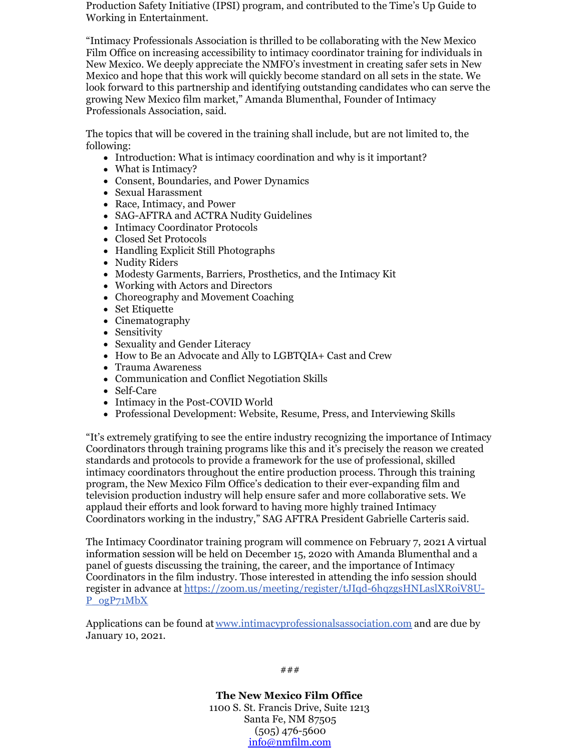Production Safety Initiative (IPSI) program, and contributed to the Time's Up Guide to Working in Entertainment.

"Intimacy Professionals Association is thrilled to be collaborating with the New Mexico Film Office on increasing accessibility to intimacy coordinator training for individuals in New Mexico. We deeply appreciate the NMFO's investment in creating safer sets in New Mexico and hope that this work will quickly become standard on all sets in the state. We look forward to this partnership and identifying outstanding candidates who can serve the growing New Mexico film market," Amanda Blumenthal, Founder of Intimacy Professionals Association, said.

The topics that will be covered in the training shall include, but are not limited to, the following:

- Introduction: What is intimacy coordination and why is it important?
- What is Intimacy?
- Consent, Boundaries, and Power Dynamics
- Sexual Harassment
- Race, Intimacy, and Power
- SAG-AFTRA and ACTRA Nudity Guidelines
- Intimacy Coordinator Protocols
- Closed Set Protocols
- Handling Explicit Still Photographs
- Nudity Riders
- Modesty Garments, Barriers, Prosthetics, and the Intimacy Kit
- Working with Actors and Directors
- Choreography and Movement Coaching
- Set Etiquette
- Cinematography
- Sensitivity
- Sexuality and Gender Literacy
- How to Be an Advocate and Ally to LGBTQIA+ Cast and Crew
- Trauma Awareness
- Communication and Conflict Negotiation Skills
- Self-Care
- Intimacy in the Post-COVID World
- Professional Development: Website, Resume, Press, and Interviewing Skills

"It's extremely gratifying to see the entire industry recognizing the importance of Intimacy Coordinators through training programs like this and it's precisely the reason we created standards and protocols to provide a framework for the use of professional, skilled intimacy coordinators throughout the entire production process. Through this training program, the New Mexico Film Office's dedication to their ever-expanding film and television production industry will help ensure safer and more collaborative sets. We applaud their efforts and look forward to having more highly trained Intimacy Coordinators working in the industry," SAG AFTRA President Gabrielle Carteris said.

The Intimacy Coordinator training program will commence on February 7, 2021 A virtual information session will be held on December 15, 2020 with Amanda Blumenthal and a panel of guests discussing the training, the career, and the importance of Intimacy Coordinators in the film industry. Those interested in attending the info session should register in advance at https://zoom.us/meeting/register/tJIqd-6hqzgsHNLaslXRoiV8U-P_ogP71MbX

Applications can be found at www.intimacyprofessionalsassociation.com and are due by January 10, 2021.

###

**The New Mexico Film Office**
1100 S. St. Francis Drive, Suite 1213
Santa Fe, NM 87505
(505) 476-5600
info@nmfilm.com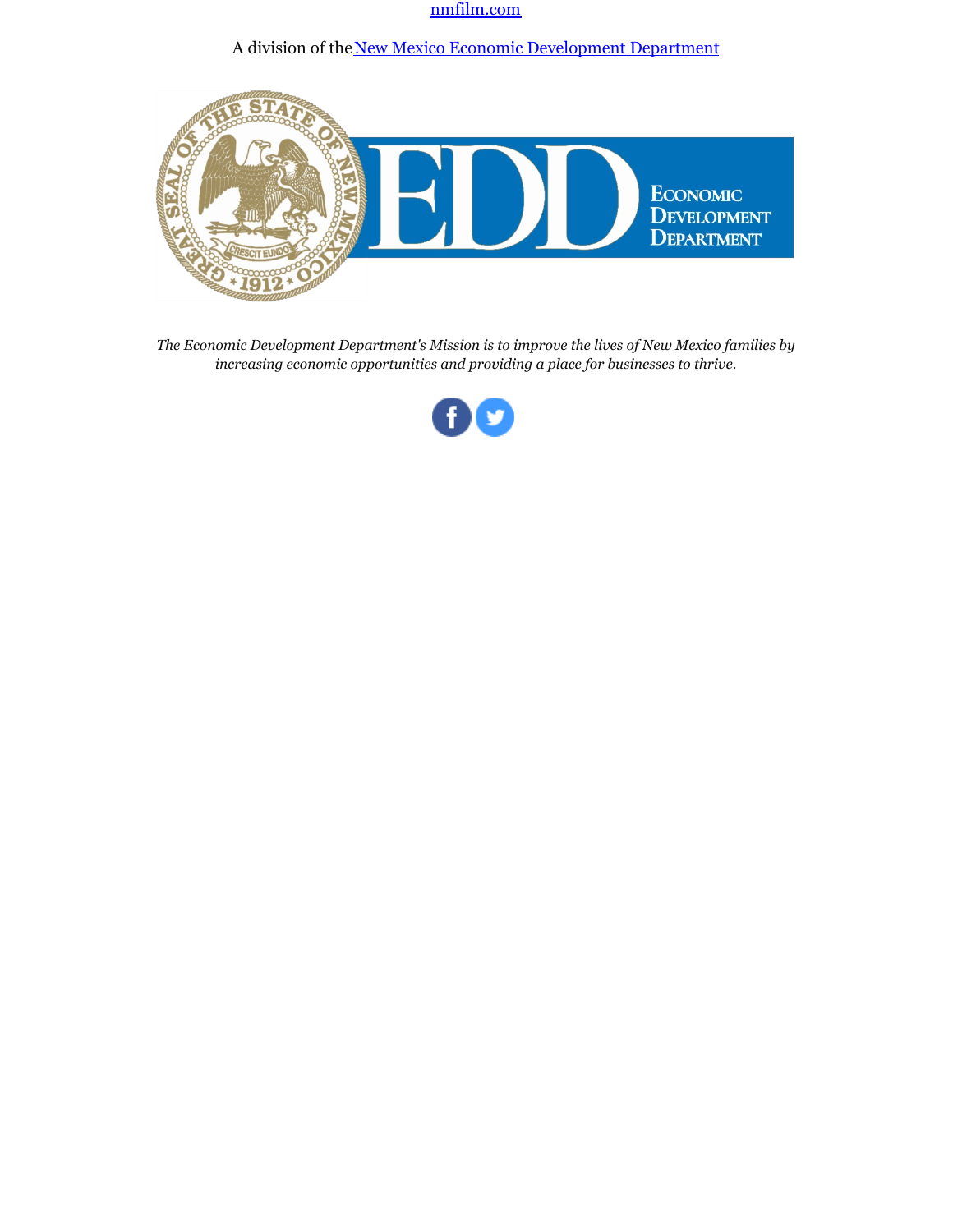[nmfilm.com](nmfilm.com)

A division of the [New Mexico Economic Development Department](New Mexico Economic Development Department)

*The Economic Development Department's Mission is to improve the lives of New Mexico families by increasing economic opportunities and providing a place for businesses to thrive.*